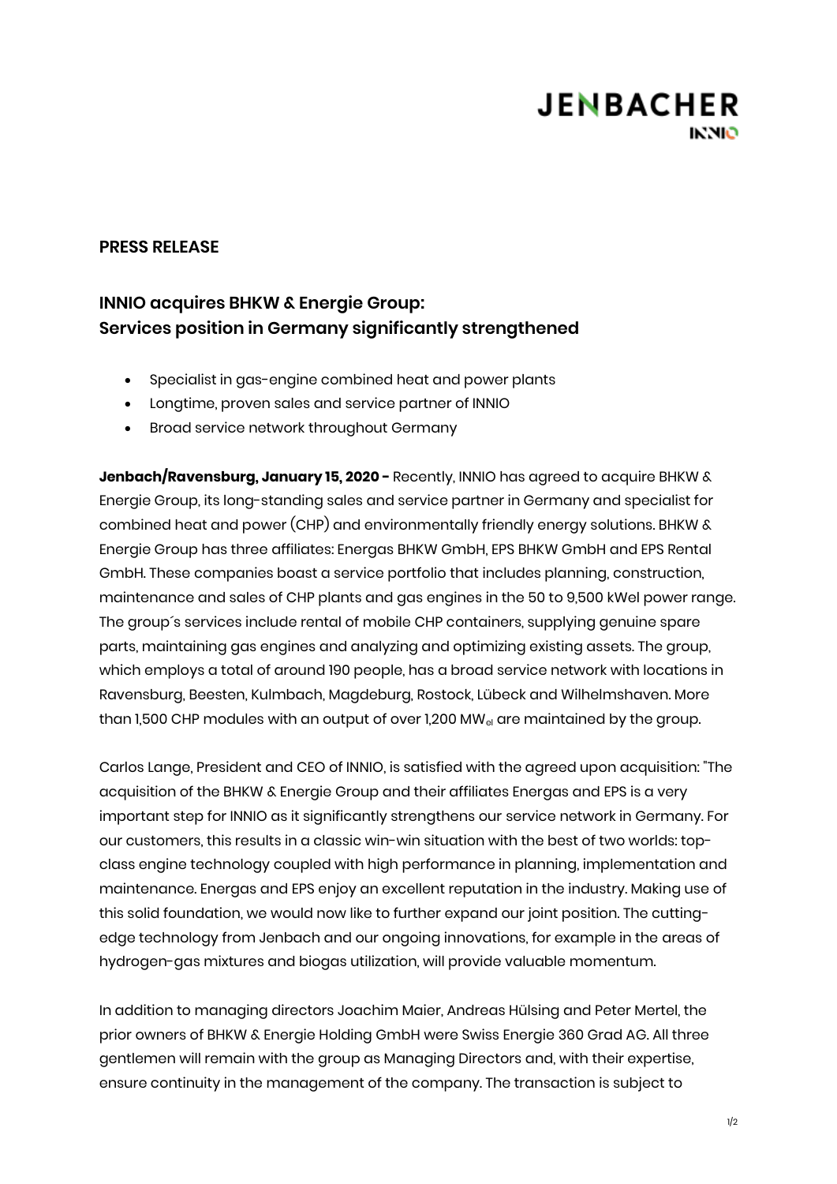**PRESS RELEASE**

## INNIO acquires BHKW & Energie Group: Services position in Germany significantly strengthened

- Specialist in gas-engine combined heat and power plants
- Longtime, proven sales and service partner of INNIO
- Broad service network throughout Germany

**Jenbach/Ravensburg, January 15, 2020 -** Recently, INNIO has agreed to acquire BHKW & Energie Group, its long-standing sales and service partner in Germany and specialist for combined heat and power (CHP) and environmentally friendly energy solutions. BHKW & Energie Group has three affiliates: Energas BHKW GmbH, EPS BHKW GmbH and EPS Rental GmbH. These companies boast a service portfolio that includes planning, construction, maintenance and sales of CHP plants and gas engines in the 50 to 9,500 kWel power range. The group´s services include rental of mobile CHP containers, supplying genuine spare parts, maintaining gas engines and analyzing and optimizing existing assets. The group, which employs a total of around 190 people, has a broad service network with locations in Ravensburg, Beesten, Kulmbach, Magdeburg, Rostock, Lübeck and Wilhelmshaven. More than 1,500 CHP modules with an output of over 1,200 $MW_{el}$ are maintained by the group.

Carlos Lange, President and CEO of INNIO, is satisfied with the agreed upon acquisition: "The acquisition of the BHKW & Energie Group and their affiliates Energas and EPS is a very important step for INNIO as it significantly strengthens our service network in Germany. For our customers, this results in a classic win-win situation with the best of two worlds: top-class engine technology coupled with high performance in planning, implementation and maintenance. Energas and EPS enjoy an excellent reputation in the industry. Making use of this solid foundation, we would now like to further expand our joint position. The cutting-edge technology from Jenbach and our ongoing innovations, for example in the areas of hydrogen-gas mixtures and biogas utilization, will provide valuable momentum.

In addition to managing directors Joachim Maier, Andreas Hülsing and Peter Mertel, the prior owners of BHKW & Energie Holding GmbH were Swiss Energie 360 Grad AG. All three gentlemen will remain with the group as Managing Directors and, with their expertise, ensure continuity in the management of the company. The transaction is subject to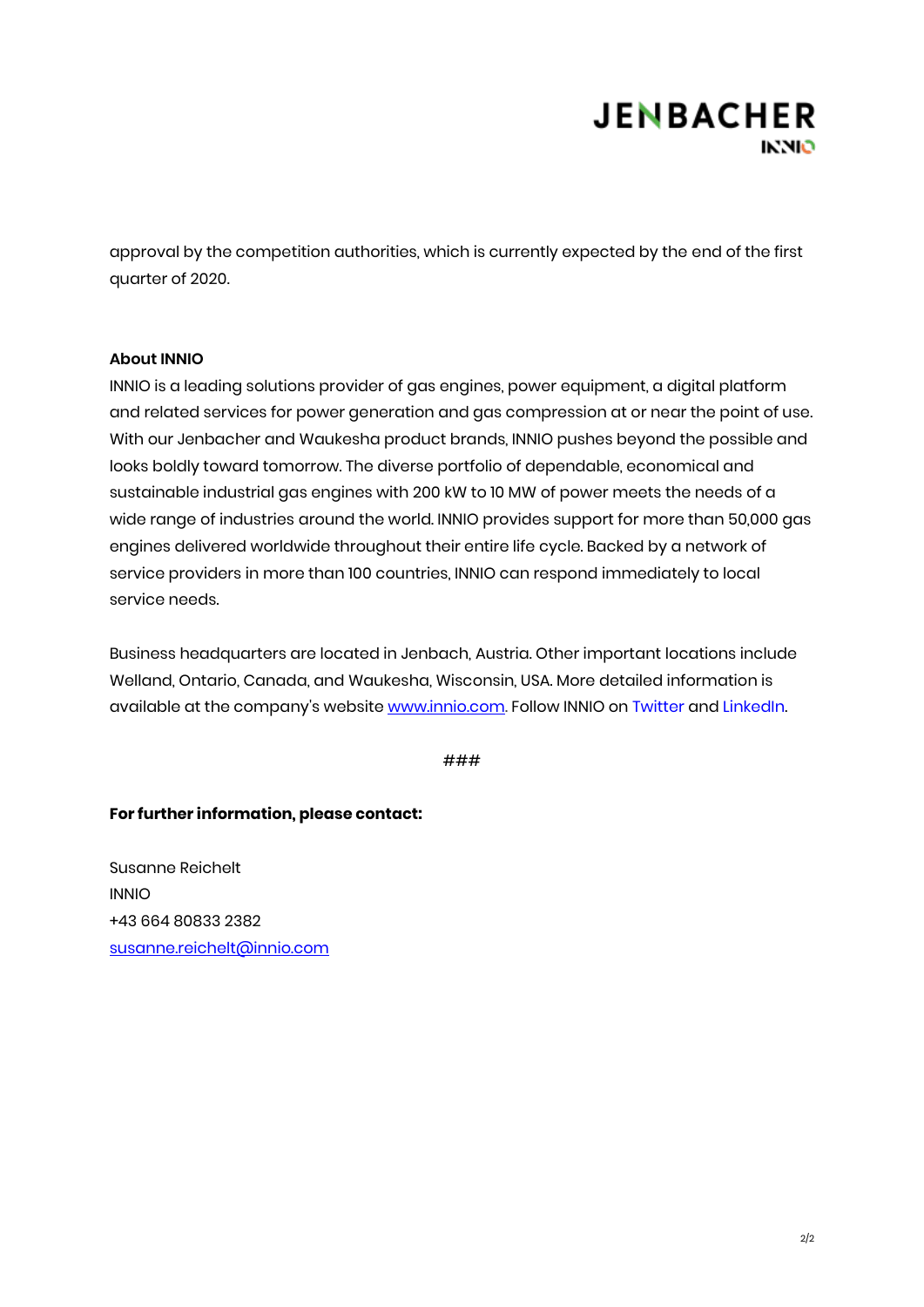approval by the competition authorities, which is currently expected by the end of the first quarter of 2020.

**About INNIO**

INNIO is a leading solutions provider of gas engines, power equipment, a digital platform and related services for power generation and gas compression at or near the point of use. With our Jenbacher and Waukesha product brands, INNIO pushes beyond the possible and looks boldly toward tomorrow. The diverse portfolio of dependable, economical and sustainable industrial gas engines with 200 kW to 10 MW of power meets the needs of a wide range of industries around the world. INNIO provides support for more than 50,000 gas engines delivered worldwide throughout their entire life cycle. Backed by a network of service providers in more than 100 countries, INNIO can respond immediately to local service needs.

Business headquarters are located in Jenbach, Austria. Other important locations include Welland, Ontario, Canada, and Waukesha, Wisconsin, USA. More detailed information is available at the company's website www.innio.com. Follow INNIO on Twitter and LinkedIn.

###

**For further information, please contact:**

Susanne Reichelt
INNIO
+43 664 80833 2382
susanne.reichelt@innio.com